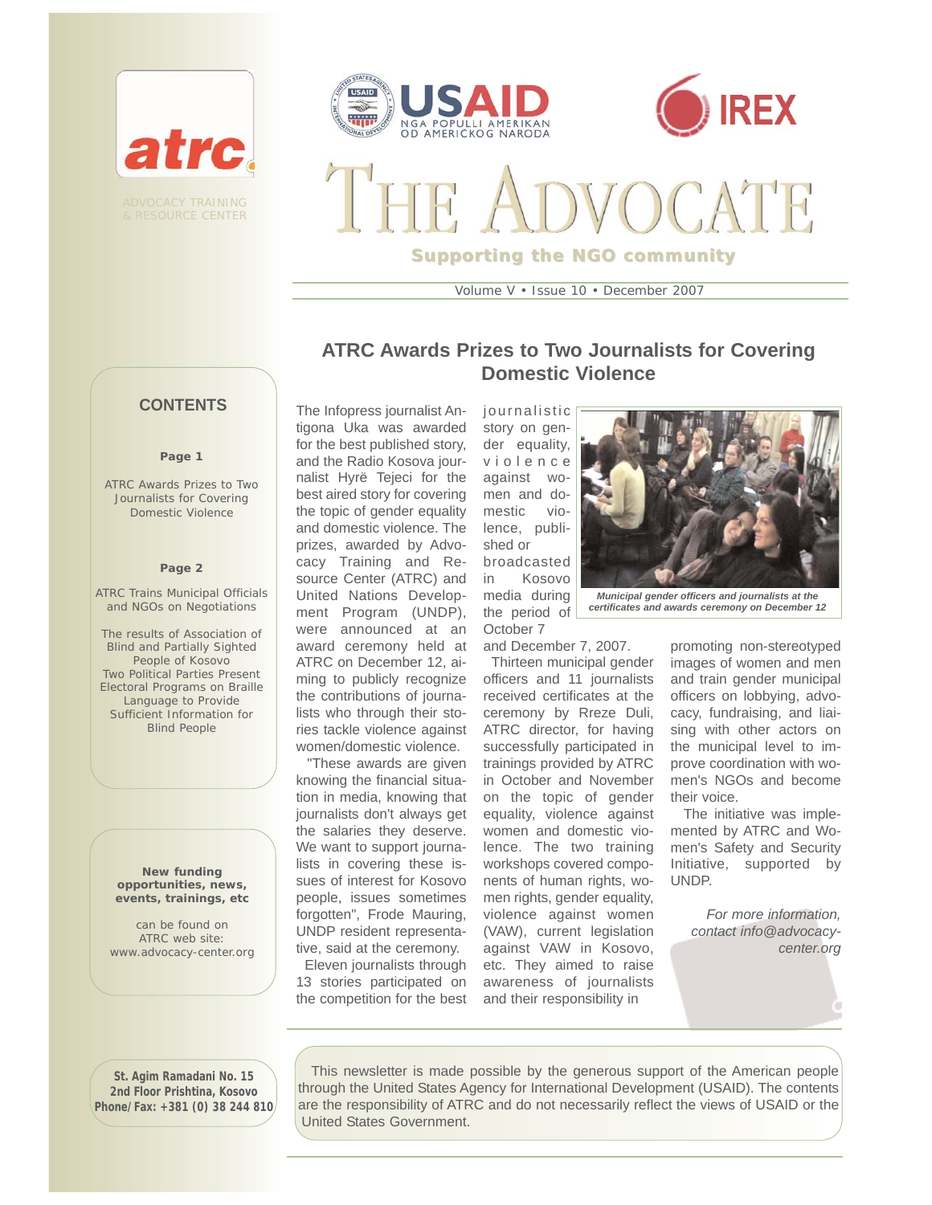atrc

ADVOCACY TRAINING & RESOURCE CENTER

USAID NGA POPULLI AMERIKAN OD AMERICKOG NARODA

IREX

# THE ADVOCATE

**Supporting the NGO community**

Volume V • Issue 10 • December 2007

## CONTENTS

**Page 1**

ATRC Awards Prizes to Two Journalists for Covering Domestic Violence

**Page 2**

ATRC Trains Municipal Officials and NGOs on Negotiations

The results of Association of Blind and Partially Sighted People of Kosovo
Two Political Parties Present Electoral Programs on Braille Language to Provide Sufficient Information for Blind People

**New funding opportunities, news, events, trainings, etc**

can be found on ATRC web site: www.advocacy-center.org

## ATRC Awards Prizes to Two Journalists for Covering Domestic Violence

The Infopress journalist Antigona Uka was awarded for the best published story, and the Radio Kosova journalist Hyrë Tejeci for the best aired story for covering the topic of gender equality and domestic violence. The prizes, awarded by Advocacy Training and Resource Center (ATRC) and United Nations Development Program (UNDP), were announced at an award ceremony held at ATRC on December 12, aiming to publicly recognize the contributions of journalists who through their stories tackle violence against women/domestic violence.

"These awards are given knowing the financial situation in media, knowing that journalists don't always get the salaries they deserve. We want to support journalists in covering these issues of interest for Kosovo people, issues sometimes forgotten", Frode Mauring, UNDP resident representative, said at the ceremony.

Eleven journalists through 13 stories participated on the competition for the best journalistic story on gender equality, violence against women and domestic violence, published or broadcasted in Kosovo media during the period of October 7 and December 7, 2007.

*Municipal gender officers and journalists at the certificates and awards ceremony on December 12*

Thirteen municipal gender officers and 11 journalists received certificates at the ceremony by Rreze Duli, ATRC director, for having successfully participated in trainings provided by ATRC in October and November on the topic of gender equality, violence against women and domestic violence. The two training workshops covered components of human rights, women rights, gender equality, violence against women (VAW), current legislation against VAW in Kosovo, etc. They aimed to raise awareness of journalists and their responsibility in promoting non-stereotyped images of women and men and train gender municipal officers on lobbying, advocacy, fundraising, and liaising with other actors on the municipal level to improve coordination with women's NGOs and become their voice.

The initiative was implemented by ATRC and Women's Safety and Security Initiative, supported by UNDP.

*For more information, contact info@advocacy-center.org*

**St. Agim Ramadani No. 15**
**2nd Floor Prishtina, Kosovo**
**Phone/Fax: +381 (0) 38 244 810**

This newsletter is made possible by the generous support of the American people through the United States Agency for International Development (USAID). The contents are the responsibility of ATRC and do not necessarily reflect the views of USAID or the United States Government.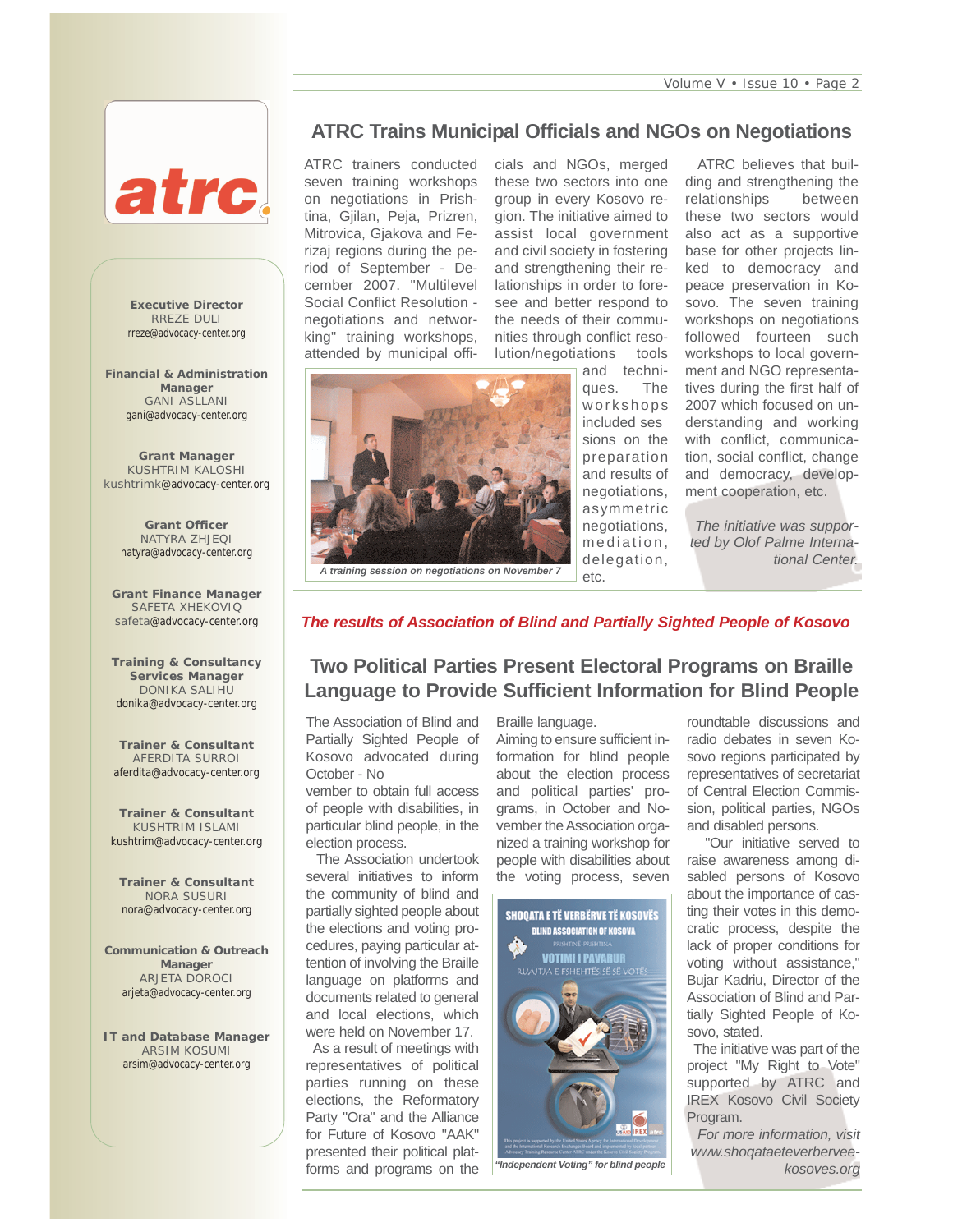**Executive Director**
RREZE DULI
rreze@advocacy-center.org

**Financial & Administration Manager**
GANI ASLLANI
gani@advocacy-center.org

**Grant Manager**
KUSHTRIM KALOSHI
kushtrimk@advocacy-center.org

**Grant Officer**
NATYRA ZHJEQI
natyra@advocacy-center.org

**Grant Finance Manager**
SAFETA XHEKOVIQ
safeta@advocacy-center.org

**Training & Consultancy Services Manager**
DONIKA SALIHU
donika@advocacy-center.org

**Trainer & Consultant**
AFERDITA SURROI
aferdita@advocacy-center.org

**Trainer & Consultant**
KUSHTRIM ISLAMI
kushtrim@advocacy-center.org

**Trainer & Consultant**
NORA SUSURI
nora@advocacy-center.org

**Communication & Outreach Manager**
ARJETA DOROCI
arjeta@advocacy-center.org

**IT and Database Manager**
ARSIM KOSUMI
arsim@advocacy-center.org

## ATRC Trains Municipal Officials and NGOs on Negotiations

ATRC trainers conducted seven training workshops on negotiations in Prishtina, Gjilan, Peja, Prizren, Mitrovica, Gjakova and Ferizaj regions during the period of September - December 2007. "Multilevel Social Conflict Resolution - negotiations and networking" training workshops, attended by municipal officials and NGOs, merged these two sectors into one group in every Kosovo region. The initiative aimed to assist local government and civil society in fostering and strengthening their relationships in order to foresee and better respond to the needs of their communities through conflict resolution/negotiations tools and techniques. The workshops included sessions on the preparation and results of negotiations, asymmetric negotiations, mediation, delegation, etc.

*A training session on negotiations on November 7*

ATRC believes that building and strengthening the relationships between these two sectors would also act as a supportive base for other projects linked to democracy and peace preservation in Kosovo. The seven training workshops on negotiations followed fourteen such workshops to local government and NGO representatives during the first half of 2007 which focused on understanding and working with conflict, communication, social conflict, change and democracy, development cooperation, etc.

*The initiative was supported by Olof Palme International Center.*

***The results of Association of Blind and Partially Sighted People of Kosovo***

## Two Political Parties Present Electoral Programs on Braille Language to Provide Sufficient Information for Blind People

The Association of Blind and Partially Sighted People of Kosovo advocated during October - November to obtain full access of people with disabilities, in particular blind people, in the election process.

The Association undertook several initiatives to inform the community of blind and partially sighted people about the elections and voting procedures, paying particular attention of involving the Braille language on platforms and documents related to general and local elections, which were held on November 17.

As a result of meetings with representatives of political parties running on these elections, the Reformatory Party "Ora" and the Alliance for Future of Kosovo "AAK" presented their political platforms and programs on the Braille language.

Aiming to ensure sufficient information for blind people about the election process and political parties' programs, in October and November the Association organized a training workshop for people with disabilities about the voting process, seven roundtable discussions and radio debates in seven Kosovo regions participated by representatives of secretariat of Central Election Commission, political parties, NGOs and disabled persons.

"Our initiative served to raise awareness among disabled persons of Kosovo about the importance of casting their votes in this democratic process, despite the lack of proper conditions for voting without assistance," Bujar Kadriu, Director of the Association of Blind and Partially Sighted People of Kosovo, stated.

The initiative was part of the project "My Right to Vote" supported by ATRC and IREX Kosovo Civil Society Program.

*For more information, visit www.shoqataeteverbervee-kosoves.org*

*"Independent Voting" for blind people*